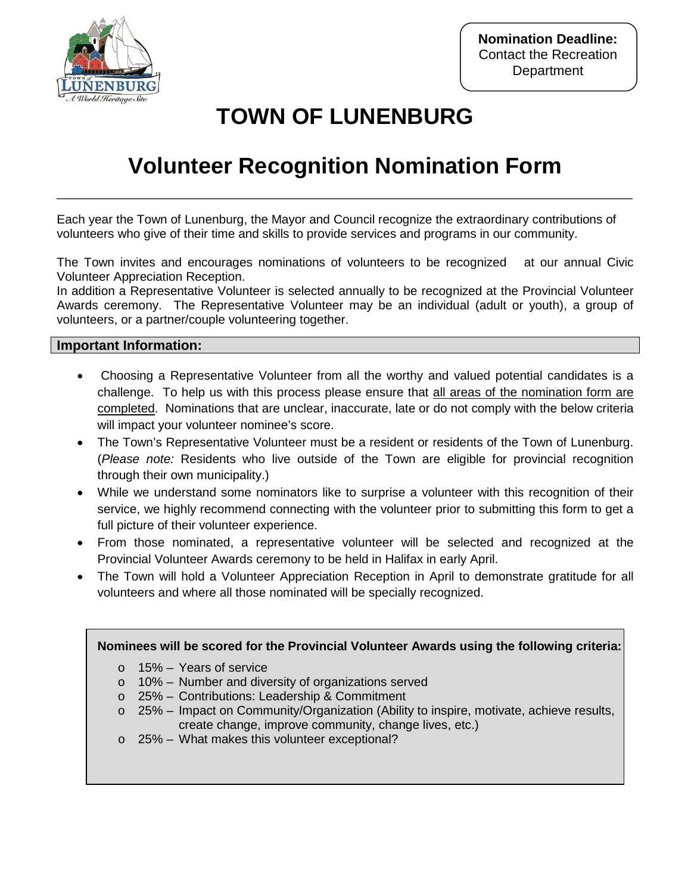**Nomination Deadline:**
Contact the Recreation Department

# TOWN OF LUNENBURG

## Volunteer Recognition Nomination Form

Each year the Town of Lunenburg, the Mayor and Council recognize the extraordinary contributions of volunteers who give of their time and skills to provide services and programs in our community.

The Town invites and encourages nominations of volunteers to be recognized at our annual Civic Volunteer Appreciation Reception.
In addition a Representative Volunteer is selected annually to be recognized at the Provincial Volunteer Awards ceremony. The Representative Volunteer may be an individual (adult or youth), a group of volunteers, or a partner/couple volunteering together.

**Important Information:**

- Choosing a Representative Volunteer from all the worthy and valued potential candidates is a challenge. To help us with this process please ensure that <u>all areas of the nomination form are completed</u>. Nominations that are unclear, inaccurate, late or do not comply with the below criteria will impact your volunteer nominee's score.
- The Town's Representative Volunteer must be a resident or residents of the Town of Lunenburg. (*Please note:* Residents who live outside of the Town are eligible for provincial recognition through their own municipality.)
- While we understand some nominators like to surprise a volunteer with this recognition of their service, we highly recommend connecting with the volunteer prior to submitting this form to get a full picture of their volunteer experience.
- From those nominated, a representative volunteer will be selected and recognized at the Provincial Volunteer Awards ceremony to be held in Halifax in early April.
- The Town will hold a Volunteer Appreciation Reception in April to demonstrate gratitude for all volunteers and where all those nominated will be specially recognized.

**Nominees will be scored for the Provincial Volunteer Awards using the following criteria:**

- 15% – Years of service
- 10% – Number and diversity of organizations served
- 25% – Contributions: Leadership & Commitment
- 25% – Impact on Community/Organization (Ability to inspire, motivate, achieve results, create change, improve community, change lives, etc.)
- 25% – What makes this volunteer exceptional?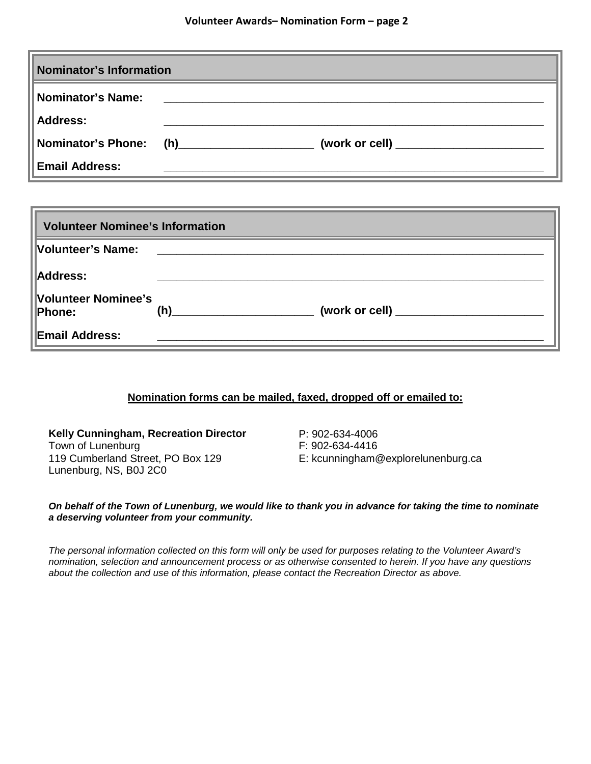## Volunteer Awards– Nomination Form – page 2

| **Nominator's Information** | | |
|---|---|---|
| **Nominator's Name:** | ______________________________ | |
| **Address:** | ______________________________ | |
| **Nominator's Phone:** | **(h)**____________________ | **(work or cell)** ____________________ |
| **Email Address:** | ______________________________ | |

| **Volunteer Nominee's Information** | | |
|---|---|---|
| **Volunteer's Name:** | ______________________________ | |
| **Address:** | ______________________________ | |
| **Volunteer Nominee's Phone:** | **(h)**____________________ | **(work or cell)** ____________________ |
| **Email Address:** | ______________________________ | |

**Nomination forms can be mailed, faxed, dropped off or emailed to:**

**Kelly Cunningham, Recreation Director**
Town of Lunenburg
119 Cumberland Street, PO Box 129
Lunenburg, NS, B0J 2C0

P: 902-634-4006
F: 902-634-4416
E: kcunningham@explorelunenburg.ca

***On behalf of the Town of Lunenburg, we would like to thank you in advance for taking the time to nominate a deserving volunteer from your community.***

*The personal information collected on this form will only be used for purposes relating to the Volunteer Award's nomination, selection and announcement process or as otherwise consented to herein. If you have any questions about the collection and use of this information, please contact the Recreation Director as above.*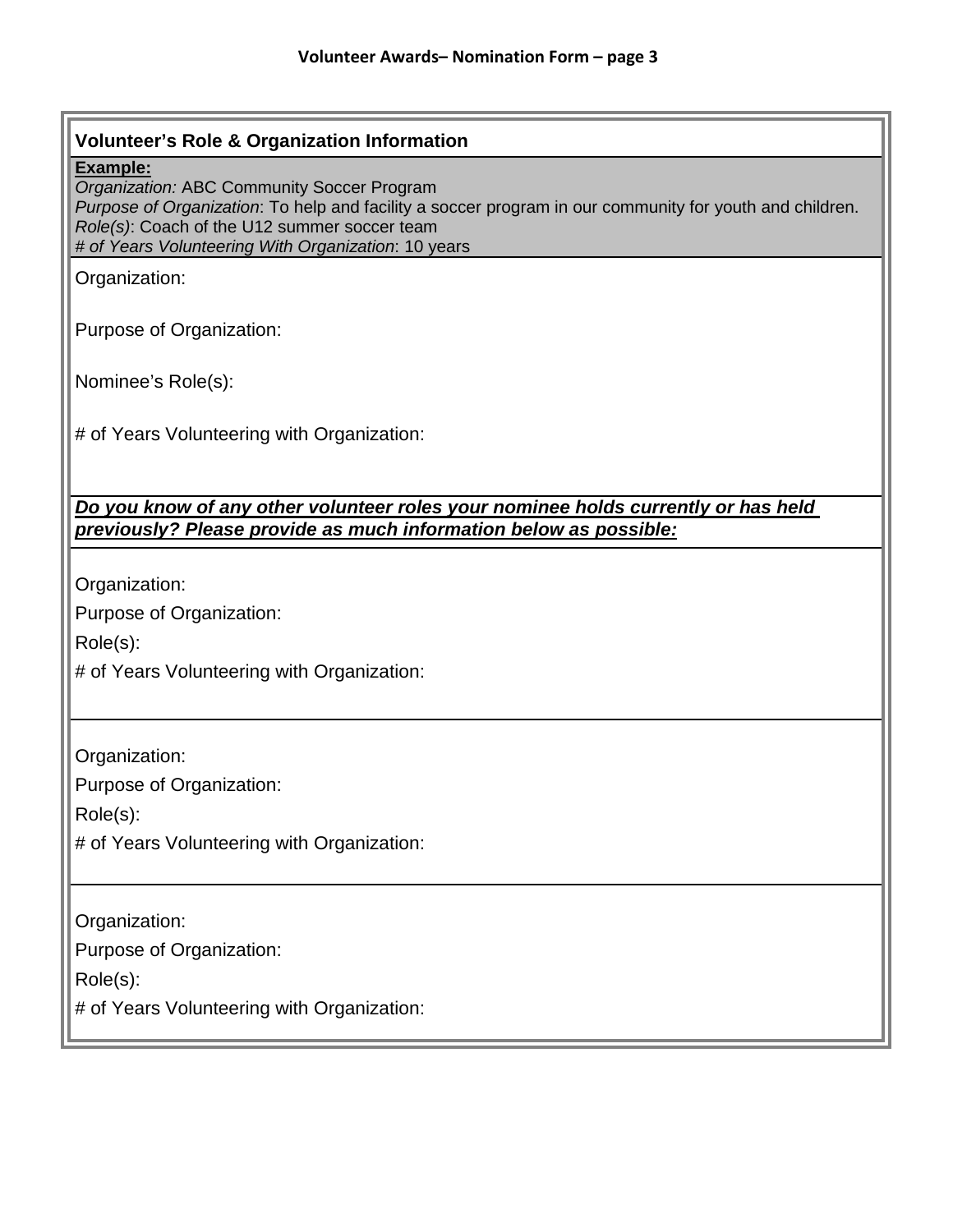## Volunteer Awards– Nomination Form – page 3

### Volunteer's Role & Organization Information

**Example:**
*Organization:* ABC Community Soccer Program
*Purpose of Organization*: To help and facility a soccer program in our community for youth and children.
*Role(s)*: Coach of the U12 summer soccer team
*# of Years Volunteering With Organization*: 10 years

Organization:

Purpose of Organization:

Nominee's Role(s):

# of Years Volunteering with Organization:

***Do you know of any other volunteer roles your nominee holds currently or has held previously? Please provide as much information below as possible:***

Organization:

Purpose of Organization:

Role(s):

# of Years Volunteering with Organization:

---

Organization:

Purpose of Organization:

Role(s):

# of Years Volunteering with Organization:

---

Organization:

Purpose of Organization:

Role(s):

# of Years Volunteering with Organization: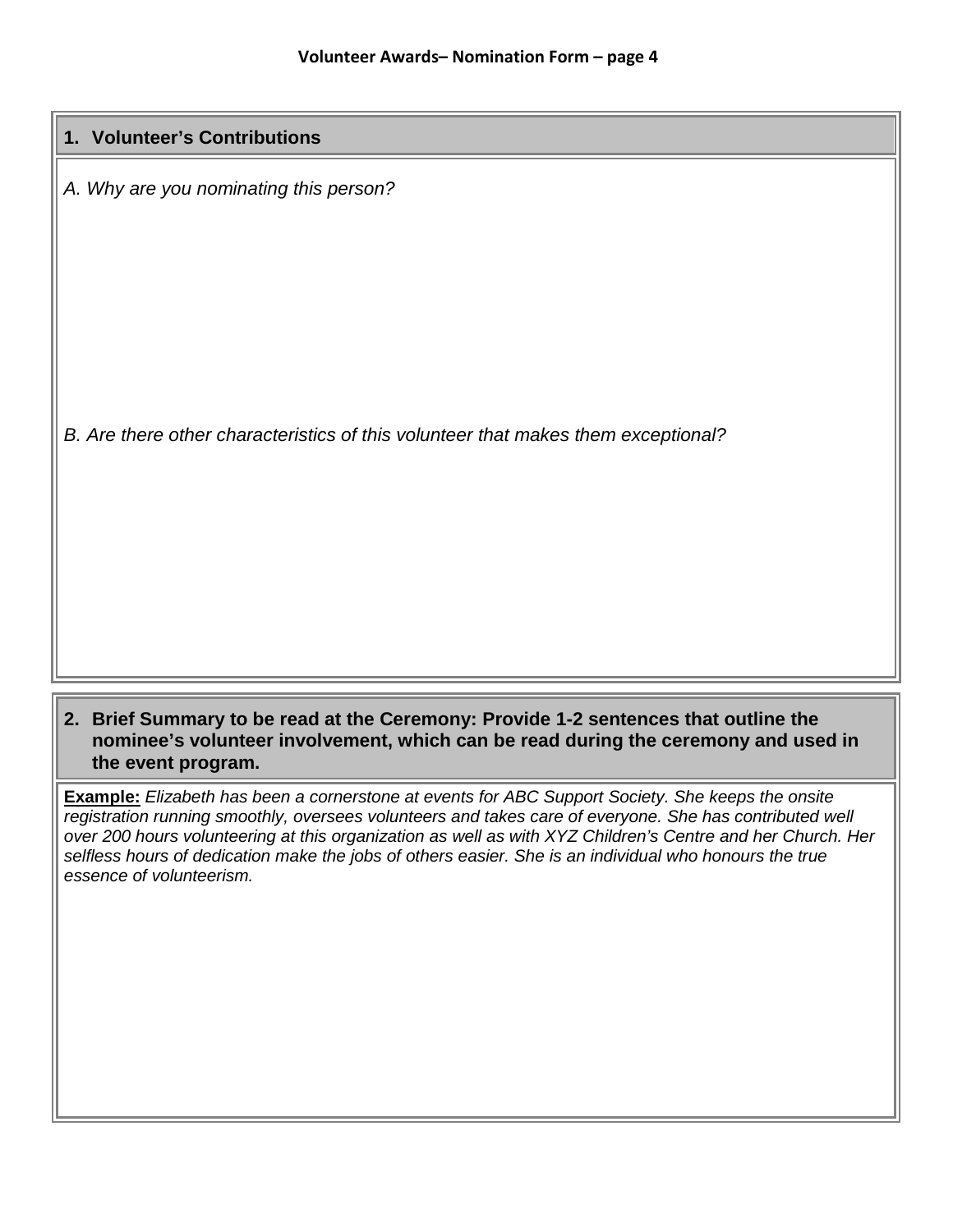**Volunteer Awards– Nomination Form – page 4**

## 1. Volunteer's Contributions

*A. Why are you nominating this person?*

*B. Are there other characteristics of this volunteer that makes them exceptional?*

## 2. Brief Summary to be read at the Ceremony: Provide 1-2 sentences that outline the nominee's volunteer involvement, which can be read during the ceremony and used in the event program.

**Example:** *Elizabeth has been a cornerstone at events for ABC Support Society. She keeps the onsite registration running smoothly, oversees volunteers and takes care of everyone. She has contributed well over 200 hours volunteering at this organization as well as with XYZ Children's Centre and her Church. Her selfless hours of dedication make the jobs of others easier. She is an individual who honours the true essence of volunteerism.*